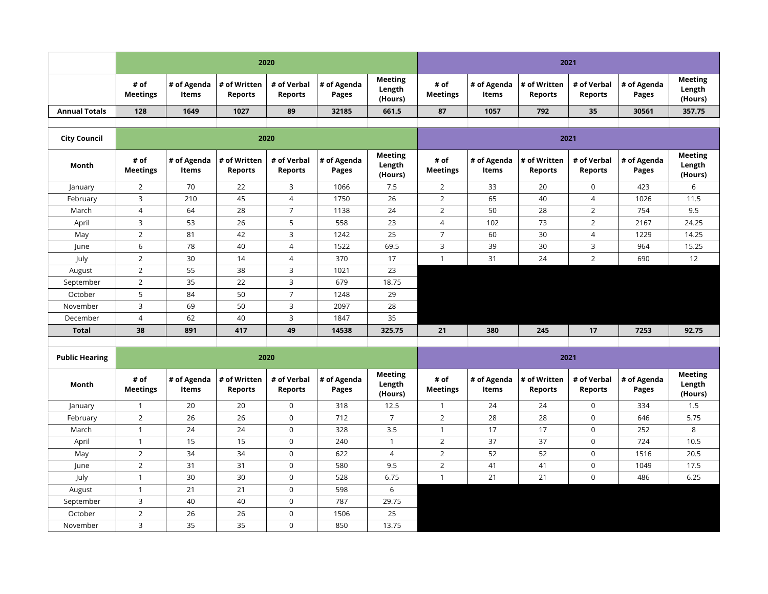| | 2020 | | | | | | 2021 | | | | | |
|---|---|---|---|---|---|---|---|---|---|---|---|---|
| | # of Meetings | # of Agenda Items | # of Written Reports | # of Verbal Reports | # of Agenda Pages | Meeting Length (Hours) | # of Meetings | # of Agenda Items | # of Written Reports | # of Verbal Reports | # of Agenda Pages | Meeting Length (Hours) |
| **Annual Totals** | **128** | **1649** | **1027** | **89** | **32185** | **661.5** | **87** | **1057** | **792** | **35** | **30561** | **357.75** |

| **City Council** | 2020 | | | | | | 2021 | | | | | |
|---|---|---|---|---|---|---|---|---|---|---|---|---|
| **Month** | # of Meetings | # of Agenda Items | # of Written Reports | # of Verbal Reports | # of Agenda Pages | Meeting Length (Hours) | # of Meetings | # of Agenda Items | # of Written Reports | # of Verbal Reports | # of Agenda Pages | Meeting Length (Hours) |
| January | 2 | 70 | 22 | 3 | 1066 | 7.5 | 2 | 33 | 20 | 0 | 423 | 6 |
| February | 3 | 210 | 45 | 4 | 1750 | 26 | 2 | 65 | 40 | 4 | 1026 | 11.5 |
| March | 4 | 64 | 28 | 7 | 1138 | 24 | 2 | 50 | 28 | 2 | 754 | 9.5 |
| April | 3 | 53 | 26 | 5 | 558 | 23 | 4 | 102 | 73 | 2 | 2167 | 24.25 |
| May | 2 | 81 | 42 | 3 | 1242 | 25 | 7 | 60 | 30 | 4 | 1229 | 14.25 |
| June | 6 | 78 | 40 | 4 | 1522 | 69.5 | 3 | 39 | 30 | 3 | 964 | 15.25 |
| July | 2 | 30 | 14 | 4 | 370 | 17 | 1 | 31 | 24 | 2 | 690 | 12 |
| August | 2 | 55 | 38 | 3 | 1021 | 23 | | | | | | |
| September | 2 | 35 | 22 | 3 | 679 | 18.75 | | | | | | |
| October | 5 | 84 | 50 | 7 | 1248 | 29 | | | | | | |
| November | 3 | 69 | 50 | 3 | 2097 | 28 | | | | | | |
| December | 4 | 62 | 40 | 3 | 1847 | 35 | | | | | | |
| **Total** | **38** | **891** | **417** | **49** | **14538** | **325.75** | **21** | **380** | **245** | **17** | **7253** | **92.75** |

| **Public Hearing** | 2020 | | | | | | 2021 | | | | | |
|---|---|---|---|---|---|---|---|---|---|---|---|---|
| **Month** | # of Meetings | # of Agenda Items | # of Written Reports | # of Verbal Reports | # of Agenda Pages | Meeting Length (Hours) | # of Meetings | # of Agenda Items | # of Written Reports | # of Verbal Reports | # of Agenda Pages | Meeting Length (Hours) |
| January | 1 | 20 | 20 | 0 | 318 | 12.5 | 1 | 24 | 24 | 0 | 334 | 1.5 |
| February | 2 | 26 | 26 | 0 | 712 | 7 | 2 | 28 | 28 | 0 | 646 | 5.75 |
| March | 1 | 24 | 24 | 0 | 328 | 3.5 | 1 | 17 | 17 | 0 | 252 | 8 |
| April | 1 | 15 | 15 | 0 | 240 | 1 | 2 | 37 | 37 | 0 | 724 | 10.5 |
| May | 2 | 34 | 34 | 0 | 622 | 4 | 2 | 52 | 52 | 0 | 1516 | 20.5 |
| June | 2 | 31 | 31 | 0 | 580 | 9.5 | 2 | 41 | 41 | 0 | 1049 | 17.5 |
| July | 1 | 30 | 30 | 0 | 528 | 6.75 | 1 | 21 | 21 | 0 | 486 | 6.25 |
| August | 1 | 21 | 21 | 0 | 598 | 6 | | | | | | |
| September | 3 | 40 | 40 | 0 | 787 | 29.75 | | | | | | |
| October | 2 | 26 | 26 | 0 | 1506 | 25 | | | | | | |
| November | 3 | 35 | 35 | 0 | 850 | 13.75 | | | | | | |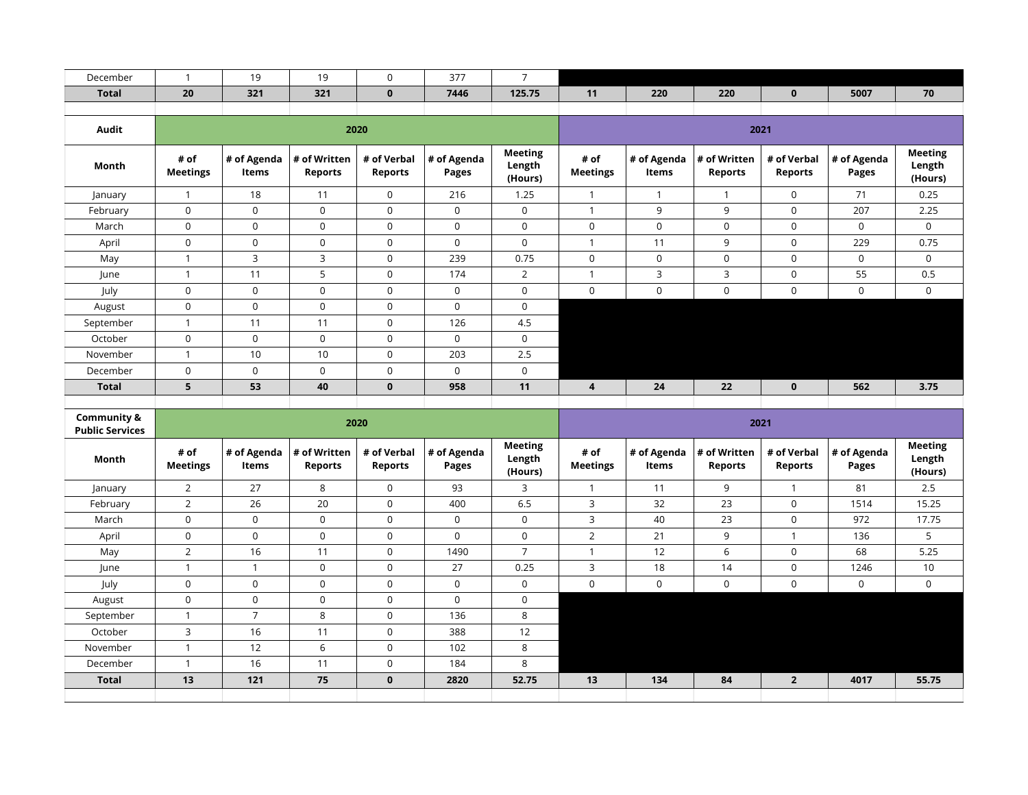| December | 1 | 19 | 19 | 0 | 377 | 7 | | | | | | |
|---|---|---|---|---|---|---|---|---|---|---|---|---|
| **Total** | **20** | **321** | **321** | **0** | **7446** | **125.75** | **11** | **220** | **220** | **0** | **5007** | **70** |

| **Audit** | **2020** | | | | | | **2021** | | | | | |
|---|---|---|---|---|---|---|---|---|---|---|---|---|
| **Month** | **# of Meetings** | **# of Agenda Items** | **# of Written Reports** | **# of Verbal Reports** | **# of Agenda Pages** | **Meeting Length (Hours)** | **# of Meetings** | **# of Agenda Items** | **# of Written Reports** | **# of Verbal Reports** | **# of Agenda Pages** | **Meeting Length (Hours)** |
| January | 1 | 18 | 11 | 0 | 216 | 1.25 | 1 | 1 | 1 | 0 | 71 | 0.25 |
| February | 0 | 0 | 0 | 0 | 0 | 0 | 1 | 9 | 9 | 0 | 207 | 2.25 |
| March | 0 | 0 | 0 | 0 | 0 | 0 | 0 | 0 | 0 | 0 | 0 | 0 |
| April | 0 | 0 | 0 | 0 | 0 | 0 | 1 | 11 | 9 | 0 | 229 | 0.75 |
| May | 1 | 3 | 3 | 0 | 239 | 0.75 | 0 | 0 | 0 | 0 | 0 | 0 |
| June | 1 | 11 | 5 | 0 | 174 | 2 | 1 | 3 | 3 | 0 | 55 | 0.5 |
| July | 0 | 0 | 0 | 0 | 0 | 0 | 0 | 0 | 0 | 0 | 0 | 0 |
| August | 0 | 0 | 0 | 0 | 0 | 0 | | | | | | |
| September | 1 | 11 | 11 | 0 | 126 | 4.5 | | | | | | |
| October | 0 | 0 | 0 | 0 | 0 | 0 | | | | | | |
| November | 1 | 10 | 10 | 0 | 203 | 2.5 | | | | | | |
| December | 0 | 0 | 0 | 0 | 0 | 0 | | | | | | |
| **Total** | **5** | **53** | **40** | **0** | **958** | **11** | **4** | **24** | **22** | **0** | **562** | **3.75** |

| **Community & Public Services** | **2020** | | | | | | **2021** | | | | | |
|---|---|---|---|---|---|---|---|---|---|---|---|---|
| **Month** | **# of Meetings** | **# of Agenda Items** | **# of Written Reports** | **# of Verbal Reports** | **# of Agenda Pages** | **Meeting Length (Hours)** | **# of Meetings** | **# of Agenda Items** | **# of Written Reports** | **# of Verbal Reports** | **# of Agenda Pages** | **Meeting Length (Hours)** |
| January | 2 | 27 | 8 | 0 | 93 | 3 | 1 | 11 | 9 | 1 | 81 | 2.5 |
| February | 2 | 26 | 20 | 0 | 400 | 6.5 | 3 | 32 | 23 | 0 | 1514 | 15.25 |
| March | 0 | 0 | 0 | 0 | 0 | 0 | 3 | 40 | 23 | 0 | 972 | 17.75 |
| April | 0 | 0 | 0 | 0 | 0 | 0 | 2 | 21 | 9 | 1 | 136 | 5 |
| May | 2 | 16 | 11 | 0 | 1490 | 7 | 1 | 12 | 6 | 0 | 68 | 5.25 |
| June | 1 | 1 | 0 | 0 | 27 | 0.25 | 3 | 18 | 14 | 0 | 1246 | 10 |
| July | 0 | 0 | 0 | 0 | 0 | 0 | 0 | 0 | 0 | 0 | 0 | 0 |
| August | 0 | 0 | 0 | 0 | 0 | 0 | | | | | | |
| September | 1 | 7 | 8 | 0 | 136 | 8 | | | | | | |
| October | 3 | 16 | 11 | 0 | 388 | 12 | | | | | | |
| November | 1 | 12 | 6 | 0 | 102 | 8 | | | | | | |
| December | 1 | 16 | 11 | 0 | 184 | 8 | | | | | | |
| **Total** | **13** | **121** | **75** | **0** | **2820** | **52.75** | **13** | **134** | **84** | **2** | **4017** | **55.75** |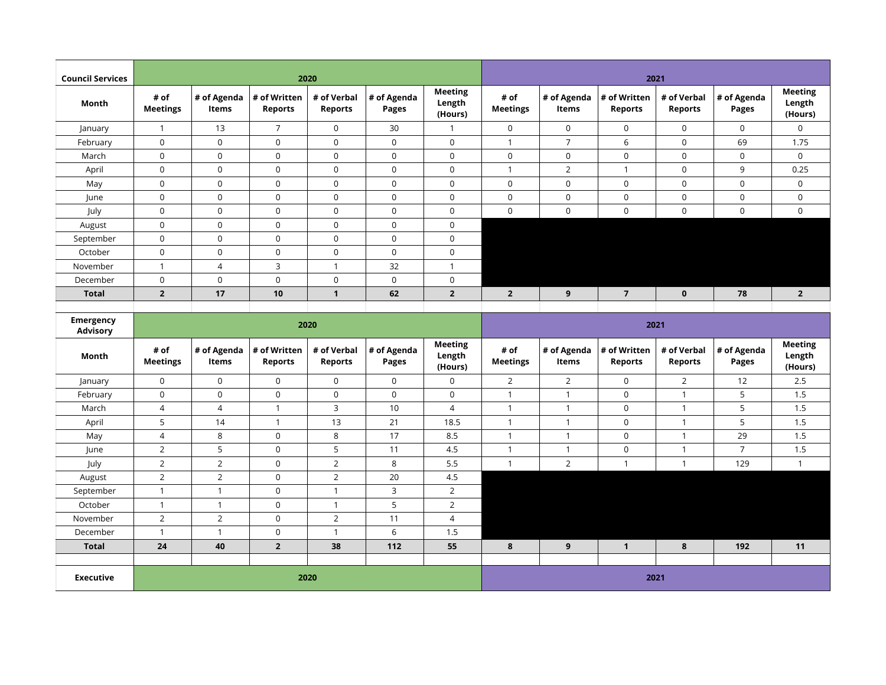| Council Services | 2020 | | | | | | 2021 | | | | | |
|---|---|---|---|---|---|---|---|---|---|---|---|---|
| Month | # of Meetings | # of Agenda Items | # of Written Reports | # of Verbal Reports | # of Agenda Pages | Meeting Length (Hours) | # of Meetings | # of Agenda Items | # of Written Reports | # of Verbal Reports | # of Agenda Pages | Meeting Length (Hours) |
| January | 1 | 13 | 7 | 0 | 30 | 1 | 0 | 0 | 0 | 0 | 0 | 0 |
| February | 0 | 0 | 0 | 0 | 0 | 0 | 1 | 7 | 6 | 0 | 69 | 1.75 |
| March | 0 | 0 | 0 | 0 | 0 | 0 | 0 | 0 | 0 | 0 | 0 | 0 |
| April | 0 | 0 | 0 | 0 | 0 | 0 | 1 | 2 | 1 | 0 | 9 | 0.25 |
| May | 0 | 0 | 0 | 0 | 0 | 0 | 0 | 0 | 0 | 0 | 0 | 0 |
| June | 0 | 0 | 0 | 0 | 0 | 0 | 0 | 0 | 0 | 0 | 0 | 0 |
| July | 0 | 0 | 0 | 0 | 0 | 0 | 0 | 0 | 0 | 0 | 0 | 0 |
| August | 0 | 0 | 0 | 0 | 0 | 0 | | | | | | |
| September | 0 | 0 | 0 | 0 | 0 | 0 | | | | | | |
| October | 0 | 0 | 0 | 0 | 0 | 0 | | | | | | |
| November | 1 | 4 | 3 | 1 | 32 | 1 | | | | | | |
| December | 0 | 0 | 0 | 0 | 0 | 0 | | | | | | |
| **Total** | **2** | **17** | **10** | **1** | **62** | **2** | **2** | **9** | **7** | **0** | **78** | **2** |

| Emergency Advisory | 2020 | | | | | | 2021 | | | | | |
|---|---|---|---|---|---|---|---|---|---|---|---|---|
| Month | # of Meetings | # of Agenda Items | # of Written Reports | # of Verbal Reports | # of Agenda Pages | Meeting Length (Hours) | # of Meetings | # of Agenda Items | # of Written Reports | # of Verbal Reports | # of Agenda Pages | Meeting Length (Hours) |
| January | 0 | 0 | 0 | 0 | 0 | 0 | 2 | 2 | 0 | 2 | 12 | 2.5 |
| February | 0 | 0 | 0 | 0 | 0 | 0 | 1 | 1 | 0 | 1 | 5 | 1.5 |
| March | 4 | 4 | 1 | 3 | 10 | 4 | 1 | 1 | 0 | 1 | 5 | 1.5 |
| April | 5 | 14 | 1 | 13 | 21 | 18.5 | 1 | 1 | 0 | 1 | 5 | 1.5 |
| May | 4 | 8 | 0 | 8 | 17 | 8.5 | 1 | 1 | 0 | 1 | 29 | 1.5 |
| June | 2 | 5 | 0 | 5 | 11 | 4.5 | 1 | 1 | 0 | 1 | 7 | 1.5 |
| July | 2 | 2 | 0 | 2 | 8 | 5.5 | 1 | 2 | 1 | 1 | 129 | 1 |
| August | 2 | 2 | 0 | 2 | 20 | 4.5 | | | | | | |
| September | 1 | 1 | 0 | 1 | 3 | 2 | | | | | | |
| October | 1 | 1 | 0 | 1 | 5 | 2 | | | | | | |
| November | 2 | 2 | 0 | 2 | 11 | 4 | | | | | | |
| December | 1 | 1 | 0 | 1 | 6 | 1.5 | | | | | | |
| **Total** | **24** | **40** | **2** | **38** | **112** | **55** | **8** | **9** | **1** | **8** | **192** | **11** |

| Executive | 2020 | | | | | | 2021 | | | | | |
|---|---|---|---|---|---|---|---|---|---|---|---|---|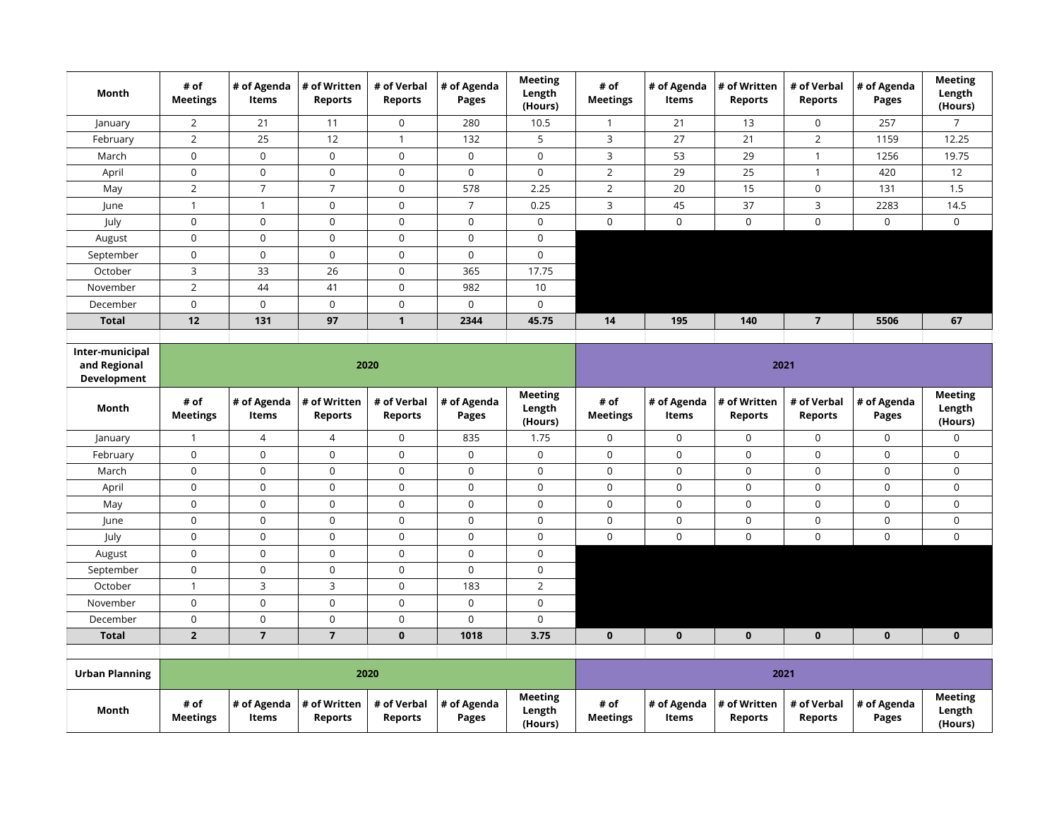| Month | # of Meetings | # of Agenda Items | # of Written Reports | # of Verbal Reports | # of Agenda Pages | Meeting Length (Hours) | # of Meetings | # of Agenda Items | # of Written Reports | # of Verbal Reports | # of Agenda Pages | Meeting Length (Hours) |
|---|---|---|---|---|---|---|---|---|---|---|---|---|
| January | 2 | 21 | 11 | 0 | 280 | 10.5 | 1 | 21 | 13 | 0 | 257 | 7 |
| February | 2 | 25 | 12 | 1 | 132 | 5 | 3 | 27 | 21 | 2 | 1159 | 12.25 |
| March | 0 | 0 | 0 | 0 | 0 | 0 | 3 | 53 | 29 | 1 | 1256 | 19.75 |
| April | 0 | 0 | 0 | 0 | 0 | 0 | 2 | 29 | 25 | 1 | 420 | 12 |
| May | 2 | 7 | 7 | 0 | 578 | 2.25 | 2 | 20 | 15 | 0 | 131 | 1.5 |
| June | 1 | 1 | 0 | 0 | 7 | 0.25 | 3 | 45 | 37 | 3 | 2283 | 14.5 |
| July | 0 | 0 | 0 | 0 | 0 | 0 | 0 | 0 | 0 | 0 | 0 | 0 |
| August | 0 | 0 | 0 | 0 | 0 | 0 | | | | | | |
| September | 0 | 0 | 0 | 0 | 0 | 0 | | | | | | |
| October | 3 | 33 | 26 | 0 | 365 | 17.75 | | | | | | |
| November | 2 | 44 | 41 | 0 | 982 | 10 | | | | | | |
| December | 0 | 0 | 0 | 0 | 0 | 0 | | | | | | |
| **Total** | **12** | **131** | **97** | **1** | **2344** | **45.75** | **14** | **195** | **140** | **7** | **5506** | **67** |

| Inter-municipal and Regional Development | 2020 | | | | | | 2021 | | | | | |
|---|---|---|---|---|---|---|---|---|---|---|---|---|
| **Month** | **# of Meetings** | **# of Agenda Items** | **# of Written Reports** | **# of Verbal Reports** | **# of Agenda Pages** | **Meeting Length (Hours)** | **# of Meetings** | **# of Agenda Items** | **# of Written Reports** | **# of Verbal Reports** | **# of Agenda Pages** | **Meeting Length (Hours)** |
| January | 1 | 4 | 4 | 0 | 835 | 1.75 | 0 | 0 | 0 | 0 | 0 | 0 |
| February | 0 | 0 | 0 | 0 | 0 | 0 | 0 | 0 | 0 | 0 | 0 | 0 |
| March | 0 | 0 | 0 | 0 | 0 | 0 | 0 | 0 | 0 | 0 | 0 | 0 |
| April | 0 | 0 | 0 | 0 | 0 | 0 | 0 | 0 | 0 | 0 | 0 | 0 |
| May | 0 | 0 | 0 | 0 | 0 | 0 | 0 | 0 | 0 | 0 | 0 | 0 |
| June | 0 | 0 | 0 | 0 | 0 | 0 | 0 | 0 | 0 | 0 | 0 | 0 |
| July | 0 | 0 | 0 | 0 | 0 | 0 | 0 | 0 | 0 | 0 | 0 | 0 |
| August | 0 | 0 | 0 | 0 | 0 | 0 | | | | | | |
| September | 0 | 0 | 0 | 0 | 0 | 0 | | | | | | |
| October | 1 | 3 | 3 | 0 | 183 | 2 | | | | | | |
| November | 0 | 0 | 0 | 0 | 0 | 0 | | | | | | |
| December | 0 | 0 | 0 | 0 | 0 | 0 | | | | | | |
| **Total** | **2** | **7** | **7** | **0** | **1018** | **3.75** | **0** | **0** | **0** | **0** | **0** | **0** |

| Urban Planning | 2020 | | | | | | 2021 | | | | | |
|---|---|---|---|---|---|---|---|---|---|---|---|---|
| **Month** | **# of Meetings** | **# of Agenda Items** | **# of Written Reports** | **# of Verbal Reports** | **# of Agenda Pages** | **Meeting Length (Hours)** | **# of Meetings** | **# of Agenda Items** | **# of Written Reports** | **# of Verbal Reports** | **# of Agenda Pages** | **Meeting Length (Hours)** |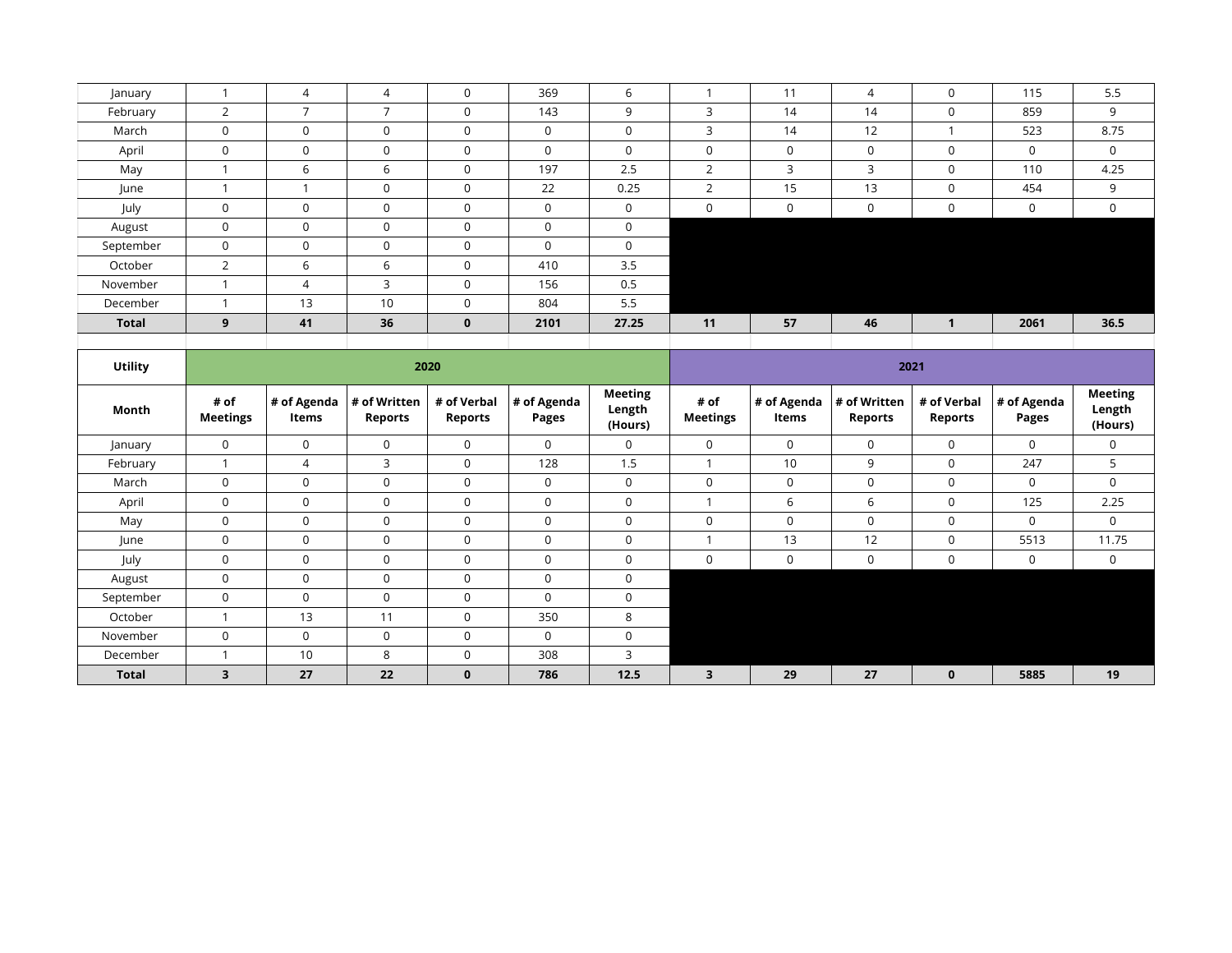| | | | | | | | | | | | | |
|---|---|---|---|---|---|---|---|---|---|---|---|---|
| January | 1 | 4 | 4 | 0 | 369 | 6 | 1 | 11 | 4 | 0 | 115 | 5.5 |
| February | 2 | 7 | 7 | 0 | 143 | 9 | 3 | 14 | 14 | 0 | 859 | 9 |
| March | 0 | 0 | 0 | 0 | 0 | 0 | 3 | 14 | 12 | 1 | 523 | 8.75 |
| April | 0 | 0 | 0 | 0 | 0 | 0 | 0 | 0 | 0 | 0 | 0 | 0 |
| May | 1 | 6 | 6 | 0 | 197 | 2.5 | 2 | 3 | 3 | 0 | 110 | 4.25 |
| June | 1 | 1 | 0 | 0 | 22 | 0.25 | 2 | 15 | 13 | 0 | 454 | 9 |
| July | 0 | 0 | 0 | 0 | 0 | 0 | 0 | 0 | 0 | 0 | 0 | 0 |
| August | 0 | 0 | 0 | 0 | 0 | 0 | | | | | | |
| September | 0 | 0 | 0 | 0 | 0 | 0 | | | | | | |
| October | 2 | 6 | 6 | 0 | 410 | 3.5 | | | | | | |
| November | 1 | 4 | 3 | 0 | 156 | 0.5 | | | | | | |
| December | 1 | 13 | 10 | 0 | 804 | 5.5 | | | | | | |
| **Total** | **9** | **41** | **36** | **0** | **2101** | **27.25** | **11** | **57** | **46** | **1** | **2061** | **36.5** |

| **Utility** | **2020** | | | | | | **2021** | | | | | |
|---|---|---|---|---|---|---|---|---|---|---|---|---|
| **Month** | **# of Meetings** | **# of Agenda Items** | **# of Written Reports** | **# of Verbal Reports** | **# of Agenda Pages** | **Meeting Length (Hours)** | **# of Meetings** | **# of Agenda Items** | **# of Written Reports** | **# of Verbal Reports** | **# of Agenda Pages** | **Meeting Length (Hours)** |
| January | 0 | 0 | 0 | 0 | 0 | 0 | 0 | 0 | 0 | 0 | 0 | 0 |
| February | 1 | 4 | 3 | 0 | 128 | 1.5 | 1 | 10 | 9 | 0 | 247 | 5 |
| March | 0 | 0 | 0 | 0 | 0 | 0 | 0 | 0 | 0 | 0 | 0 | 0 |
| April | 0 | 0 | 0 | 0 | 0 | 0 | 1 | 6 | 6 | 0 | 125 | 2.25 |
| May | 0 | 0 | 0 | 0 | 0 | 0 | 0 | 0 | 0 | 0 | 0 | 0 |
| June | 0 | 0 | 0 | 0 | 0 | 0 | 1 | 13 | 12 | 0 | 5513 | 11.75 |
| July | 0 | 0 | 0 | 0 | 0 | 0 | 0 | 0 | 0 | 0 | 0 | 0 |
| August | 0 | 0 | 0 | 0 | 0 | 0 | | | | | | |
| September | 0 | 0 | 0 | 0 | 0 | 0 | | | | | | |
| October | 1 | 13 | 11 | 0 | 350 | 8 | | | | | | |
| November | 0 | 0 | 0 | 0 | 0 | 0 | | | | | | |
| December | 1 | 10 | 8 | 0 | 308 | 3 | | | | | | |
| **Total** | **3** | **27** | **22** | **0** | **786** | **12.5** | **3** | **29** | **27** | **0** | **5885** | **19** |